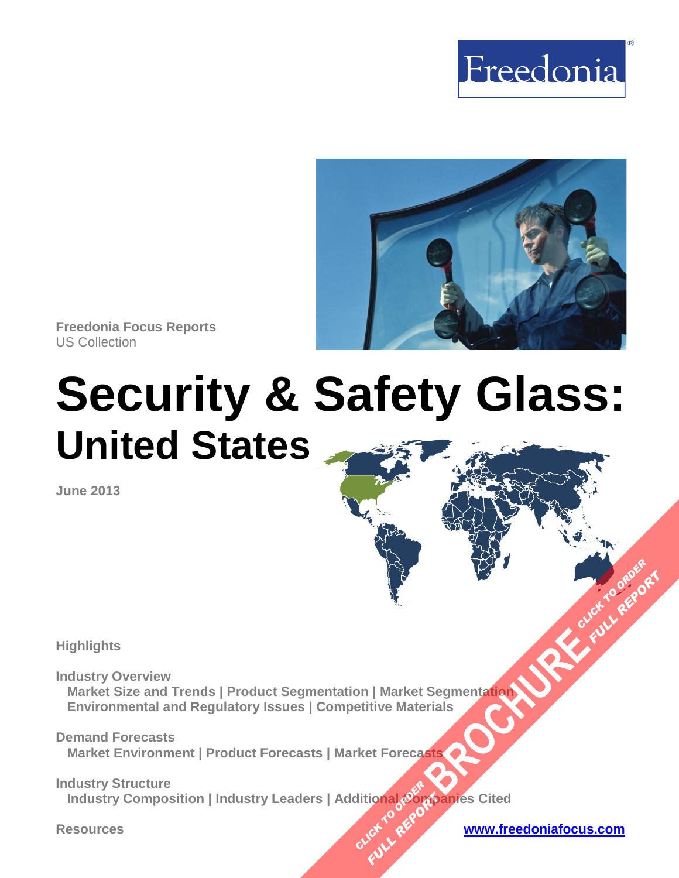Freedonia

Freedonia Focus Reports
US Collection

# Security & Safety Glass:
## United States

June 2013

**Highlights**

**Industry Overview**
Market Size and Trends | Product Segmentation | Market Segmentation
Environmental and Regulatory Issues | Competitive Materials

**Demand Forecasts**
Market Environment | Product Forecasts | Market Forecasts

**Industry Structure**
Industry Composition | Industry Leaders | Additional Companies Cited

**Resources**

www.freedoniafocus.com

BROCHURE CLICK TO ORDER FULL REPORT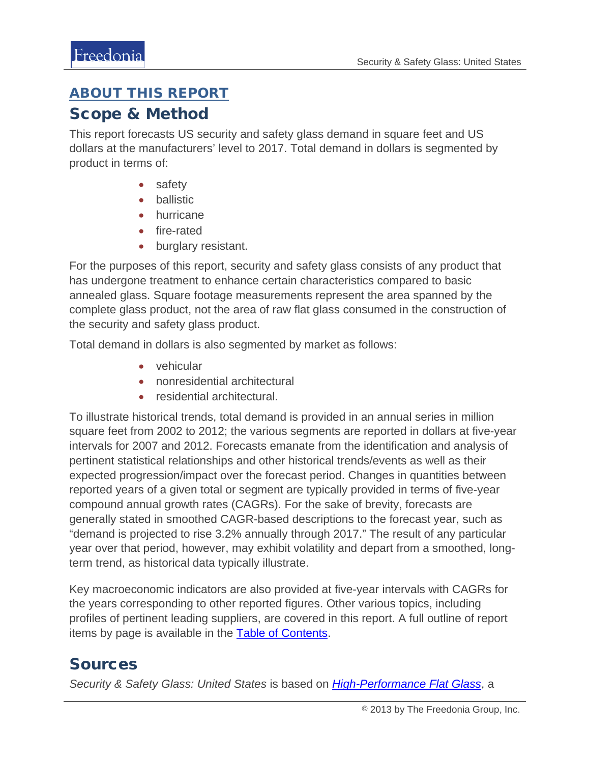## ABOUT THIS REPORT

## Scope & Method

This report forecasts US security and safety glass demand in square feet and US dollars at the manufacturers' level to 2017. Total demand in dollars is segmented by product in terms of:

- safety
- ballistic
- hurricane
- fire-rated
- burglary resistant.

For the purposes of this report, security and safety glass consists of any product that has undergone treatment to enhance certain characteristics compared to basic annealed glass. Square footage measurements represent the area spanned by the complete glass product, not the area of raw flat glass consumed in the construction of the security and safety glass product.

Total demand in dollars is also segmented by market as follows:

- vehicular
- nonresidential architectural
- residential architectural.

To illustrate historical trends, total demand is provided in an annual series in million square feet from 2002 to 2012; the various segments are reported in dollars at five-year intervals for 2007 and 2012. Forecasts emanate from the identification and analysis of pertinent statistical relationships and other historical trends/events as well as their expected progression/impact over the forecast period. Changes in quantities between reported years of a given total or segment are typically provided in terms of five-year compound annual growth rates (CAGRs). For the sake of brevity, forecasts are generally stated in smoothed CAGR-based descriptions to the forecast year, such as "demand is projected to rise 3.2% annually through 2017." The result of any particular year over that period, however, may exhibit volatility and depart from a smoothed, long-term trend, as historical data typically illustrate.

Key macroeconomic indicators are also provided at five-year intervals with CAGRs for the years corresponding to other reported figures. Other various topics, including profiles of pertinent leading suppliers, are covered in this report. A full outline of report items by page is available in the Table of Contents.

## Sources

*Security & Safety Glass: United States* is based on *High-Performance Flat Glass*, a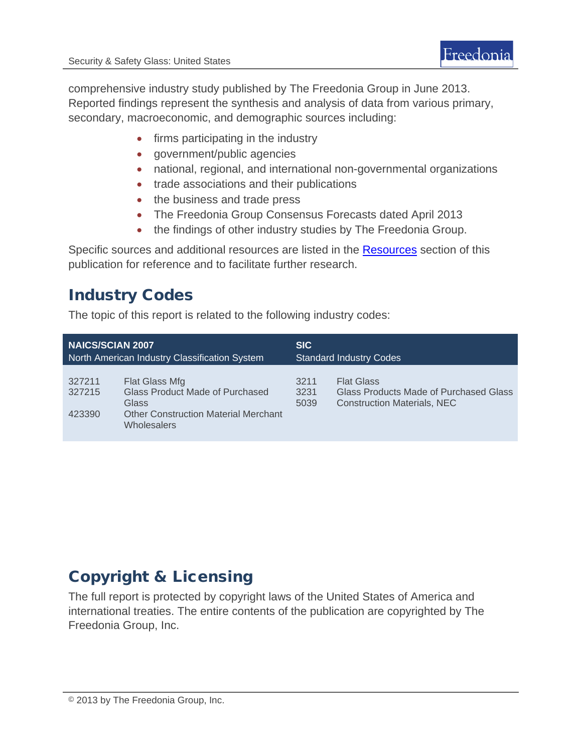comprehensive industry study published by The Freedonia Group in June 2013. Reported findings represent the synthesis and analysis of data from various primary, secondary, macroeconomic, and demographic sources including:

- firms participating in the industry
- government/public agencies
- national, regional, and international non-governmental organizations
- trade associations and their publications
- the business and trade press
- The Freedonia Group Consensus Forecasts dated April 2013
- the findings of other industry studies by The Freedonia Group.

Specific sources and additional resources are listed in the Resources section of this publication for reference and to facilitate further research.

## Industry Codes

The topic of this report is related to the following industry codes:

| **NAICS/SCIAN 2007** North American Industry Classification System | | **SIC** Standard Industry Codes | |
|---|---|---|---|
| 327211 | Flat Glass Mfg | 3211 | Flat Glass |
| 327215 | Glass Product Made of Purchased Glass | 3231 | Glass Products Made of Purchased Glass |
| 423390 | Other Construction Material Merchant Wholesalers | 5039 | Construction Materials, NEC |

## Copyright & Licensing

The full report is protected by copyright laws of the United States of America and international treaties. The entire contents of the publication are copyrighted by The Freedonia Group, Inc.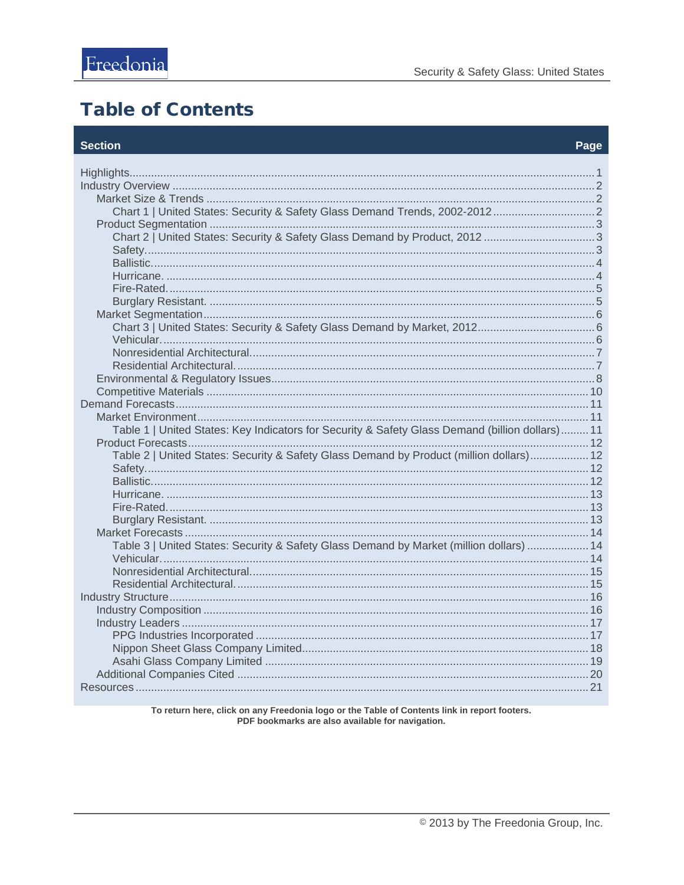# Table of Contents

| Section | Page |
|---|---|
| Highlights | 1 |
| Industry Overview | 2 |
| Market Size & Trends | 2 |
| Chart 1 \| United States: Security & Safety Glass Demand Trends, 2002-2012 | 2 |
| Product Segmentation | 3 |
| Chart 2 \| United States: Security & Safety Glass Demand by Product, 2012 | 3 |
| Safety. | 3 |
| Ballistic. | 4 |
| Hurricane. | 4 |
| Fire-Rated. | 5 |
| Burglary Resistant. | 5 |
| Market Segmentation | 6 |
| Chart 3 \| United States: Security & Safety Glass Demand by Market, 2012 | 6 |
| Vehicular. | 6 |
| Nonresidential Architectural. | 7 |
| Residential Architectural. | 7 |
| Environmental & Regulatory Issues | 8 |
| Competitive Materials | 10 |
| Demand Forecasts | 11 |
| Market Environment | 11 |
| Table 1 \| United States: Key Indicators for Security & Safety Glass Demand (billion dollars) | 11 |
| Product Forecasts | 12 |
| Table 2 \| United States: Security & Safety Glass Demand by Product (million dollars) | 12 |
| Safety. | 12 |
| Ballistic. | 12 |
| Hurricane. | 13 |
| Fire-Rated. | 13 |
| Burglary Resistant. | 13 |
| Market Forecasts | 14 |
| Table 3 \| United States: Security & Safety Glass Demand by Market (million dollars) | 14 |
| Vehicular. | 14 |
| Nonresidential Architectural. | 15 |
| Residential Architectural. | 15 |
| Industry Structure | 16 |
| Industry Composition | 16 |
| Industry Leaders | 17 |
| PPG Industries Incorporated | 17 |
| Nippon Sheet Glass Company Limited | 18 |
| Asahi Glass Company Limited | 19 |
| Additional Companies Cited | 20 |
| Resources | 21 |

**To return here, click on any Freedonia logo or the Table of Contents link in report footers.**
**PDF bookmarks are also available for navigation.**